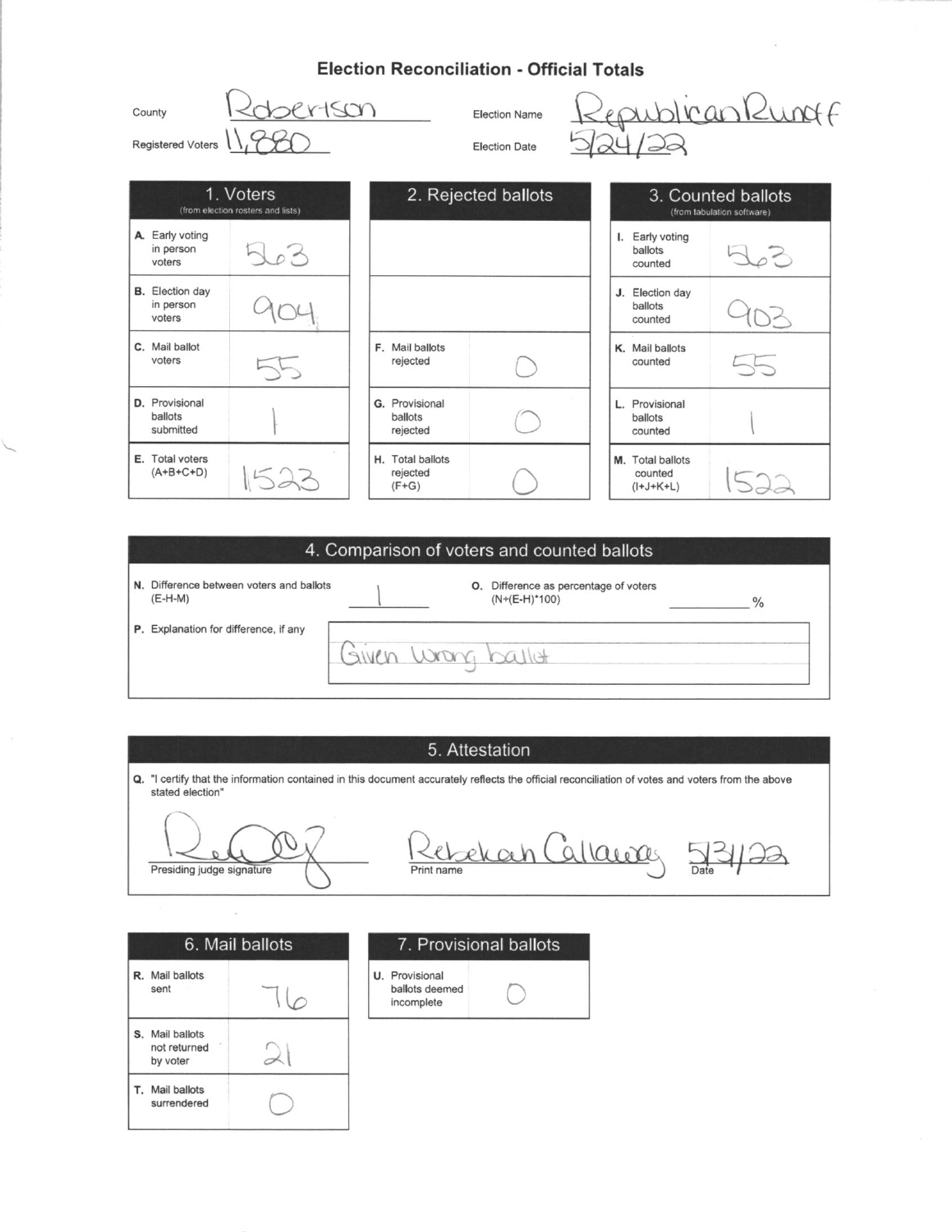# Election Reconciliation - Official Totals

County: Robertson

Registered Voters: 11,880

Election Name: Republican Runoff

Election Date: 5/24/22

| 1. Voters (from election rosters and lists) | | 2. Rejected ballots | | 3. Counted ballots (from tabulation software) | |
|---|---|---|---|---|---|
| A. Early voting in person voters | 563 | | | I. Early voting ballots counted | 563 |
| B. Election day in person voters | 904 | | | J. Election day ballots counted | 903 |
| C. Mail ballot voters | 55 | F. Mail ballots rejected | 0 | K. Mail ballots counted | 55 |
| D. Provisional ballots submitted | 1 | G. Provisional ballots rejected | 0 | L. Provisional ballots counted | 1 |
| E. Total voters (A+B+C+D) | 1523 | H. Total ballots rejected (F+G) | 0 | M. Total ballots counted (I+J+K+L) | 1522 |

## 4. Comparison of voters and counted ballots

N. Difference between voters and ballots (E-H-M): 1

O. Difference as percentage of voters (N÷(E-H)*100): ______ %

P. Explanation for difference, if any: Given wrong ballot

## 5. Attestation

Q. "I certify that the information contained in this document accurately reflects the official reconciliation of votes and voters from the above stated election"

Presiding judge signature: [signature]

Print name: Rebekah Callaway

Date: 5/31/22

| 6. Mail ballots | |
|---|---|
| R. Mail ballots sent | 76 |
| S. Mail ballots not returned by voter | 21 |
| T. Mail ballots surrendered | 0 |

| 7. Provisional ballots | |
|---|---|
| U. Provisional ballots deemed incomplete | 0 |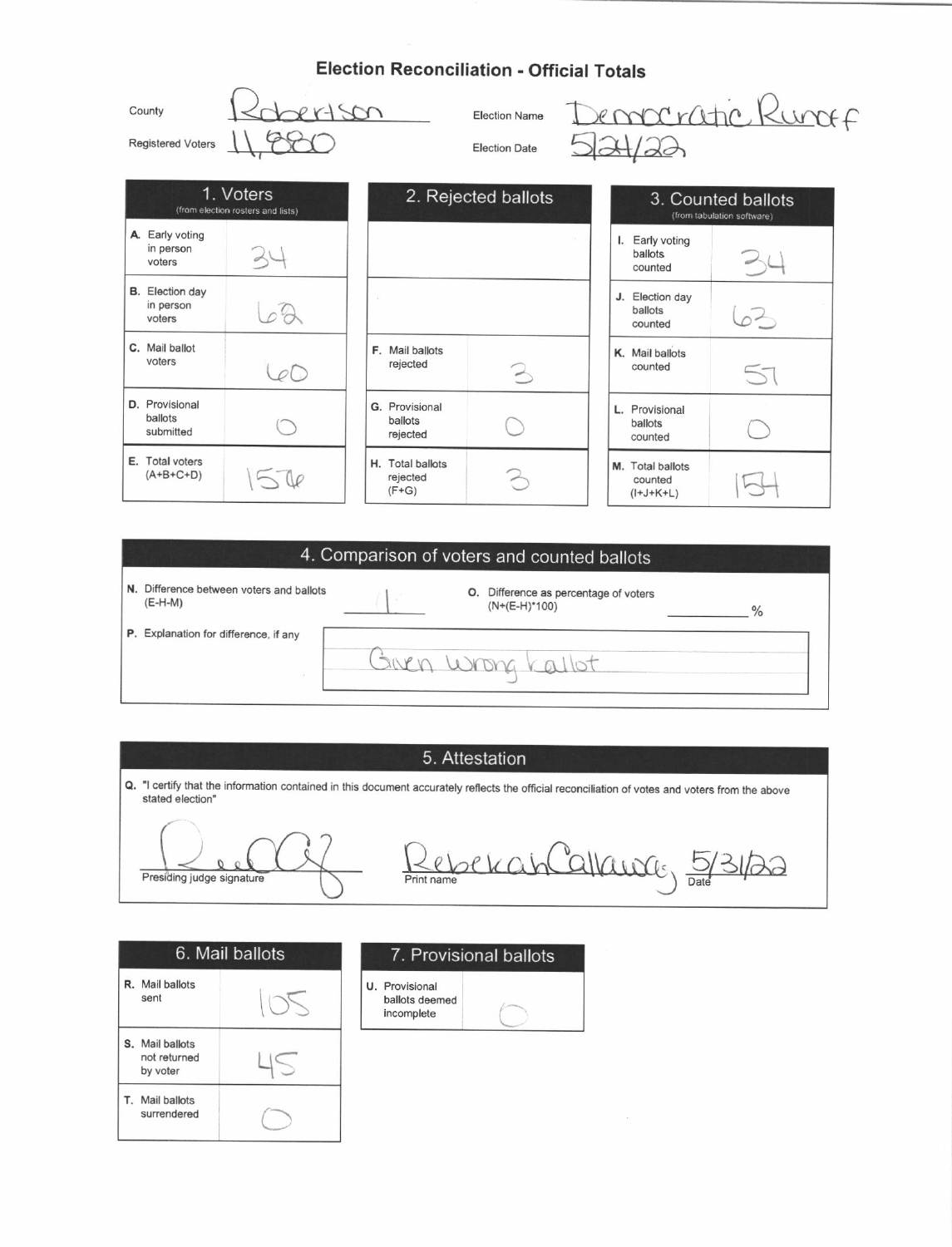# Election Reconciliation - Official Totals

County: Robertson

Registered Voters: 11,880

Election Name: Democratic Runoff

Election Date: 5/24/22

| 1. Voters (from election rosters and lists) | | 2. Rejected ballots | | 3. Counted ballots (from tabulation software) | |
|---|---|---|---|---|---|
| A. Early voting in person voters | 34 | | | I. Early voting ballots counted | 34 |
| B. Election day in person voters | 62 | | | J. Election day ballots counted | 63 |
| C. Mail ballot voters | 60 | F. Mail ballots rejected | 3 | K. Mail ballots counted | 57 |
| D. Provisional ballots submitted | 0 | G. Provisional ballots rejected | 0 | L. Provisional ballots counted | 0 |
| E. Total voters (A+B+C+D) | 156 | H. Total ballots rejected (F+G) | 3 | M. Total ballots counted (I+J+K+L) | 154 |

## 4. Comparison of voters and counted ballots

N. Difference between voters and ballots (E-H-M): 1

O. Difference as percentage of voters (N÷(E-H)*100): ______ %

P. Explanation for difference, if any: Given wrong ballot

## 5. Attestation

Q. "I certify that the information contained in this document accurately reflects the official reconciliation of votes and voters from the above stated election"

Presiding judge signature: [signature]

Print name: Rebekah Callaway

Date: 5/31/22

| 6. Mail ballots | |
|---|---|
| R. Mail ballots sent | 105 |
| S. Mail ballots not returned by voter | 45 |
| T. Mail ballots surrendered | 0 |

| 7. Provisional ballots | |
|---|---|
| U. Provisional ballots deemed incomplete | 0 |